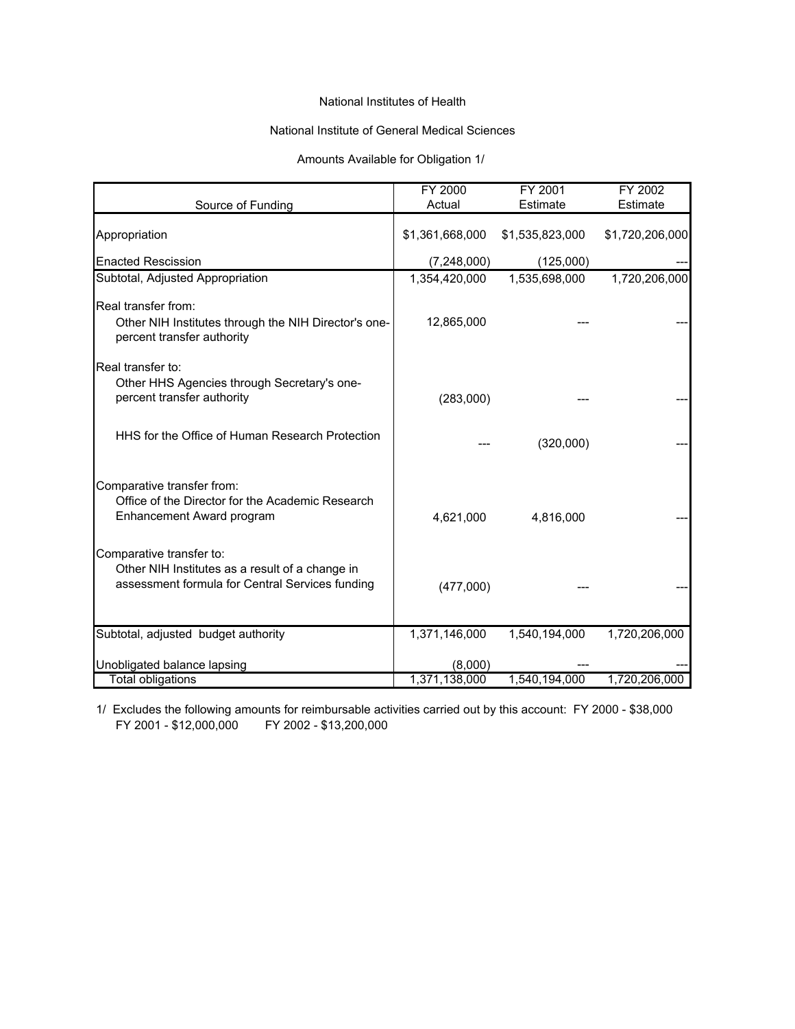National Institutes of Health

National Institute of General Medical Sciences

Amounts Available for Obligation 1/

| Source of Funding | FY 2000 Actual | FY 2001 Estimate | FY 2002 Estimate |
|---|---|---|---|
| Appropriation | $1,361,668,000 | $1,535,823,000 | $1,720,206,000 |
| Enacted Rescission | (7,248,000) | (125,000) | --- |
| Subtotal, Adjusted Appropriation | 1,354,420,000 | 1,535,698,000 | 1,720,206,000 |
| Real transfer from: | | | |
| Other NIH Institutes through the NIH Director's one-percent transfer authority | 12,865,000 | --- | --- |
| Real transfer to: | | | |
| Other HHS Agencies through Secretary's one-percent transfer authority | (283,000) | --- | --- |
| HHS for the Office of Human Research Protection | --- | (320,000) | --- |
| Comparative transfer from: | | | |
| Office of the Director for the Academic Research Enhancement Award program | 4,621,000 | 4,816,000 | --- |
| Comparative transfer to: | | | |
| Other NIH Institutes as a result of a change in assessment formula for Central Services funding | (477,000) | --- | --- |
| Subtotal, adjusted budget authority | 1,371,146,000 | 1,540,194,000 | 1,720,206,000 |
| Unobligated balance lapsing | (8,000) | --- | --- |
| Total obligations | 1,371,138,000 | 1,540,194,000 | 1,720,206,000 |

1/ Excludes the following amounts for reimbursable activities carried out by this account: FY 2000 - $38,000 FY 2001 - $12,000,000 FY 2002 - $13,200,000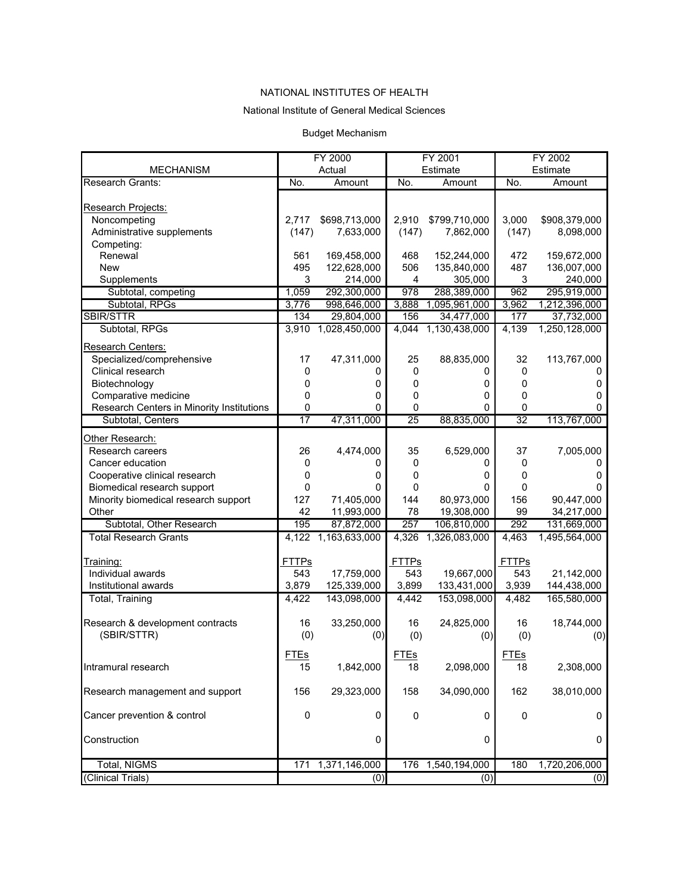NATIONAL INSTITUTES OF HEALTH

National Institute of General Medical Sciences

Budget Mechanism

| MECHANISM | FY 2000 Actual | | FY 2001 Estimate | | FY 2002 Estimate | |
|---|---|---|---|---|---|---|
| Research Grants: | No. | Amount | No. | Amount | No. | Amount |
| Research Projects: | | | | | | |
| Noncompeting | 2,717 | $698,713,000 | 2,910 | $799,710,000 | 3,000 | $908,379,000 |
| Administrative supplements | (147) | 7,633,000 | (147) | 7,862,000 | (147) | 8,098,000 |
| Competing: | | | | | | |
| Renewal | 561 | 169,458,000 | 468 | 152,244,000 | 472 | 159,672,000 |
| New | 495 | 122,628,000 | 506 | 135,840,000 | 487 | 136,007,000 |
| Supplements | 3 | 214,000 | 4 | 305,000 | 3 | 240,000 |
| Subtotal, competing | 1,059 | 292,300,000 | 978 | 288,389,000 | 962 | 295,919,000 |
| Subtotal, RPGs | 3,776 | 998,646,000 | 3,888 | 1,095,961,000 | 3,962 | 1,212,396,000 |
| SBIR/STTR | 134 | 29,804,000 | 156 | 34,477,000 | 177 | 37,732,000 |
| Subtotal, RPGs | 3,910 | 1,028,450,000 | 4,044 | 1,130,438,000 | 4,139 | 1,250,128,000 |
| Research Centers: | | | | | | |
| Specialized/comprehensive | 17 | 47,311,000 | 25 | 88,835,000 | 32 | 113,767,000 |
| Clinical research | 0 | 0 | 0 | 0 | 0 | 0 |
| Biotechnology | 0 | 0 | 0 | 0 | 0 | 0 |
| Comparative medicine | 0 | 0 | 0 | 0 | 0 | 0 |
| Research Centers in Minority Institutions | 0 | 0 | 0 | 0 | 0 | 0 |
| Subtotal, Centers | 17 | 47,311,000 | 25 | 88,835,000 | 32 | 113,767,000 |
| Other Research: | | | | | | |
| Research careers | 26 | 4,474,000 | 35 | 6,529,000 | 37 | 7,005,000 |
| Cancer education | 0 | 0 | 0 | 0 | 0 | 0 |
| Cooperative clinical research | 0 | 0 | 0 | 0 | 0 | 0 |
| Biomedical research support | 0 | 0 | 0 | 0 | 0 | 0 |
| Minority biomedical research support | 127 | 71,405,000 | 144 | 80,973,000 | 156 | 90,447,000 |
| Other | 42 | 11,993,000 | 78 | 19,308,000 | 99 | 34,217,000 |
| Subtotal, Other Research | 195 | 87,872,000 | 257 | 106,810,000 | 292 | 131,669,000 |
| Total Research Grants | 4,122 | 1,163,633,000 | 4,326 | 1,326,083,000 | 4,463 | 1,495,564,000 |
| Training: | FTTPs | | FTTPs | | FTTPs | |
| Individual awards | 543 | 17,759,000 | 543 | 19,667,000 | 543 | 21,142,000 |
| Institutional awards | 3,879 | 125,339,000 | 3,899 | 133,431,000 | 3,939 | 144,438,000 |
| Total, Training | 4,422 | 143,098,000 | 4,442 | 153,098,000 | 4,482 | 165,580,000 |
| Research & development contracts | 16 | 33,250,000 | 16 | 24,825,000 | 16 | 18,744,000 |
| (SBIR/STTR) | (0) | (0) | (0) | (0) | (0) | (0) |
| | FTEs | | FTEs | | FTEs | |
| Intramural research | 15 | 1,842,000 | 18 | 2,098,000 | 18 | 2,308,000 |
| Research management and support | 156 | 29,323,000 | 158 | 34,090,000 | 162 | 38,010,000 |
| Cancer prevention & control | 0 | 0 | 0 | 0 | 0 | 0 |
| Construction | | 0 | | 0 | | 0 |
| Total, NIGMS | 171 | 1,371,146,000 | 176 | 1,540,194,000 | 180 | 1,720,206,000 |
| (Clinical Trials) | | (0) | | (0) | | (0) |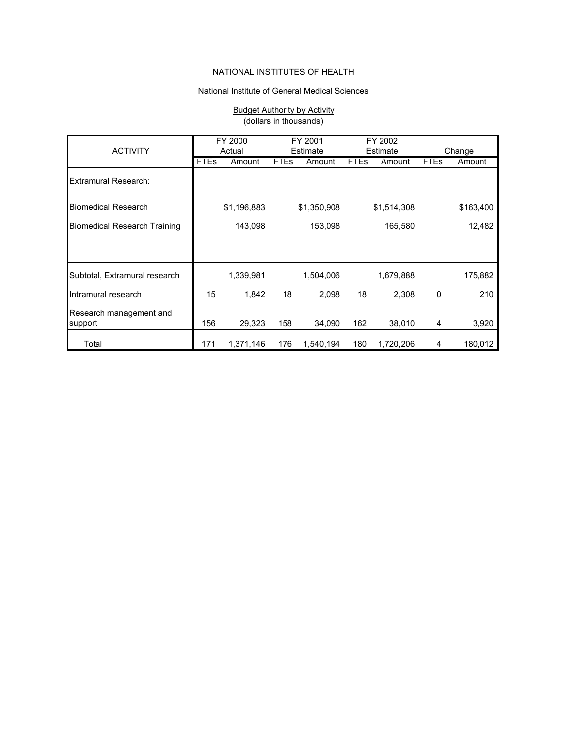NATIONAL INSTITUTES OF HEALTH

National Institute of General Medical Sciences

Budget Authority by Activity
(dollars in thousands)

| ACTIVITY | FY 2000 Actual | | FY 2001 Estimate | | FY 2002 Estimate | | Change | |
|---|---|---|---|---|---|---|---|---|
| | FTEs | Amount | FTEs | Amount | FTEs | Amount | FTEs | Amount |
| Extramural Research: | | | | | | | | |
| Biomedical Research | | $1,196,883 | | $1,350,908 | | $1,514,308 | | $163,400 |
| Biomedical Research Training | | 143,098 | | 153,098 | | 165,580 | | 12,482 |
| Subtotal, Extramural research | | 1,339,981 | | 1,504,006 | | 1,679,888 | | 175,882 |
| Intramural research | 15 | 1,842 | 18 | 2,098 | 18 | 2,308 | 0 | 210 |
| Research management and support | 156 | 29,323 | 158 | 34,090 | 162 | 38,010 | 4 | 3,920 |
| Total | 171 | 1,371,146 | 176 | 1,540,194 | 180 | 1,720,206 | 4 | 180,012 |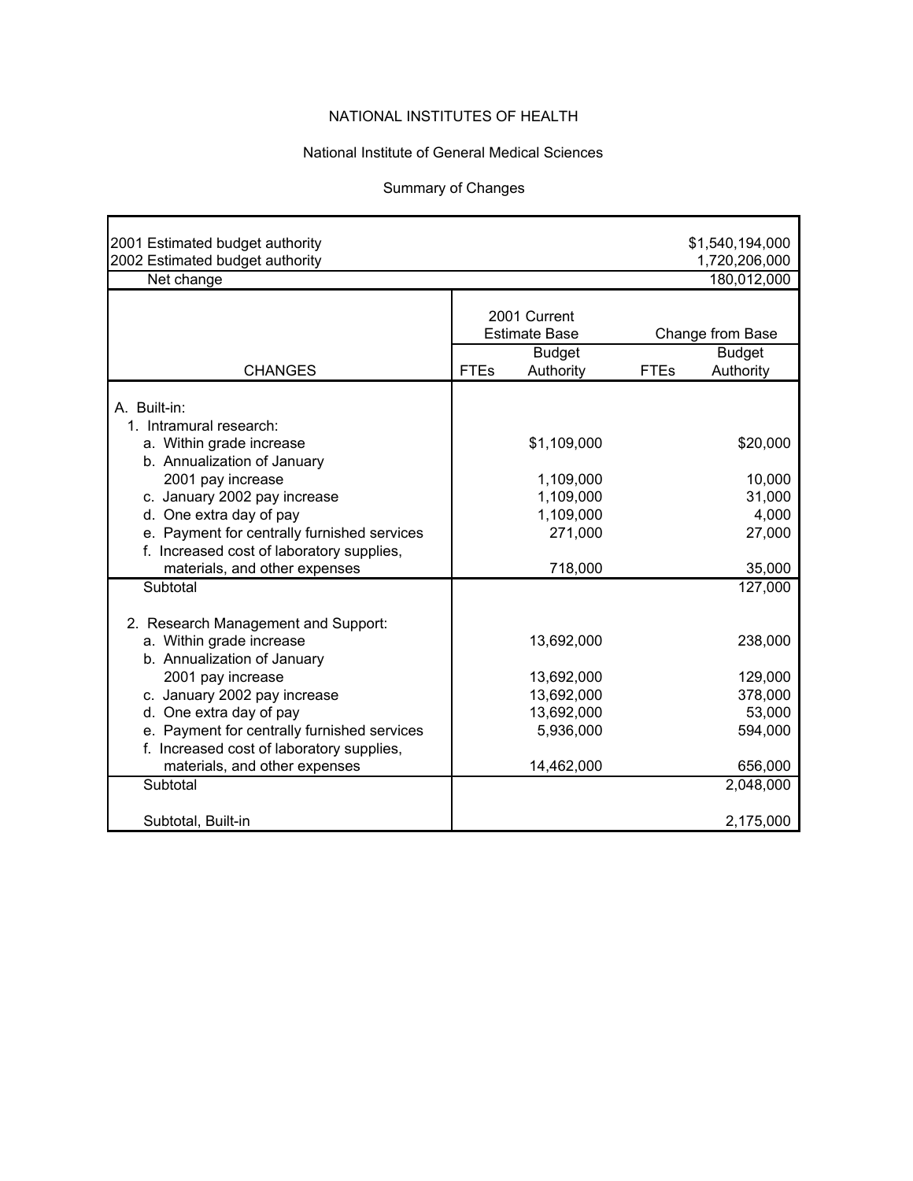NATIONAL INSTITUTES OF HEALTH

National Institute of General Medical Sciences

Summary of Changes

| | | |
|---|---|---|
| 2001 Estimated budget authority | | $1,540,194,000 |
| 2002 Estimated budget authority | | 1,720,206,000 |
| Net change | | 180,012,000 |

| CHANGES | 2001 Current Estimate Base FTEs | 2001 Current Estimate Base Budget Authority | Change from Base FTEs | Change from Base Budget Authority |
|---|---|---|---|---|
| A. Built-in: | | | | |
| 1. Intramural research: | | | | |
| a. Within grade increase | | $1,109,000 | | $20,000 |
| b. Annualization of January 2001 pay increase | | 1,109,000 | | 10,000 |
| c. January 2002 pay increase | | 1,109,000 | | 31,000 |
| d. One extra day of pay | | 1,109,000 | | 4,000 |
| e. Payment for centrally furnished services | | 271,000 | | 27,000 |
| f. Increased cost of laboratory supplies, materials, and other expenses | | 718,000 | | 35,000 |
| Subtotal | | | | 127,000 |
| 2. Research Management and Support: | | | | |
| a. Within grade increase | | 13,692,000 | | 238,000 |
| b. Annualization of January 2001 pay increase | | 13,692,000 | | 129,000 |
| c. January 2002 pay increase | | 13,692,000 | | 378,000 |
| d. One extra day of pay | | 13,692,000 | | 53,000 |
| e. Payment for centrally furnished services | | 5,936,000 | | 594,000 |
| f. Increased cost of laboratory supplies, materials, and other expenses | | 14,462,000 | | 656,000 |
| Subtotal | | | | 2,048,000 |
| Subtotal, Built-in | | | | 2,175,000 |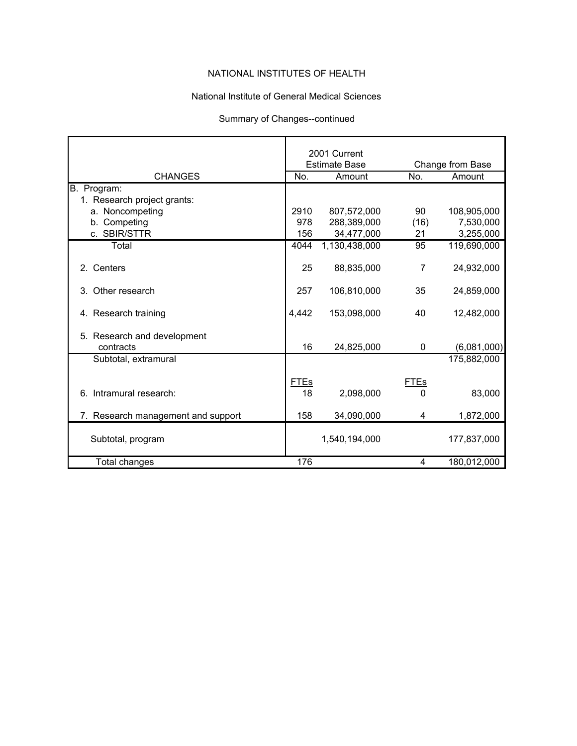NATIONAL INSTITUTES OF HEALTH

National Institute of General Medical Sciences

Summary of Changes--continued

| CHANGES | 2001 Current Estimate Base | | Change from Base | |
|---|---|---|---|---|
| | No. | Amount | No. | Amount |
| B. Program: | | | | |
| 1. Research project grants: | | | | |
| a. Noncompeting | 2910 | 807,572,000 | 90 | 108,905,000 |
| b. Competing | 978 | 288,389,000 | (16) | 7,530,000 |
| c. SBIR/STTR | 156 | 34,477,000 | 21 | 3,255,000 |
| Total | 4044 | 1,130,438,000 | 95 | 119,690,000 |
| 2. Centers | 25 | 88,835,000 | 7 | 24,932,000 |
| 3. Other research | 257 | 106,810,000 | 35 | 24,859,000 |
| 4. Research training | 4,442 | 153,098,000 | 40 | 12,482,000 |
| 5. Research and development contracts | 16 | 24,825,000 | 0 | (6,081,000) |
| Subtotal, extramural | | | | 175,882,000 |
| | FTEs | | FTEs | |
| 6. Intramural research: | 18 | 2,098,000 | 0 | 83,000 |
| 7. Research management and support | 158 | 34,090,000 | 4 | 1,872,000 |
| Subtotal, program | | 1,540,194,000 | | 177,837,000 |
| Total changes | 176 | | 4 | 180,012,000 |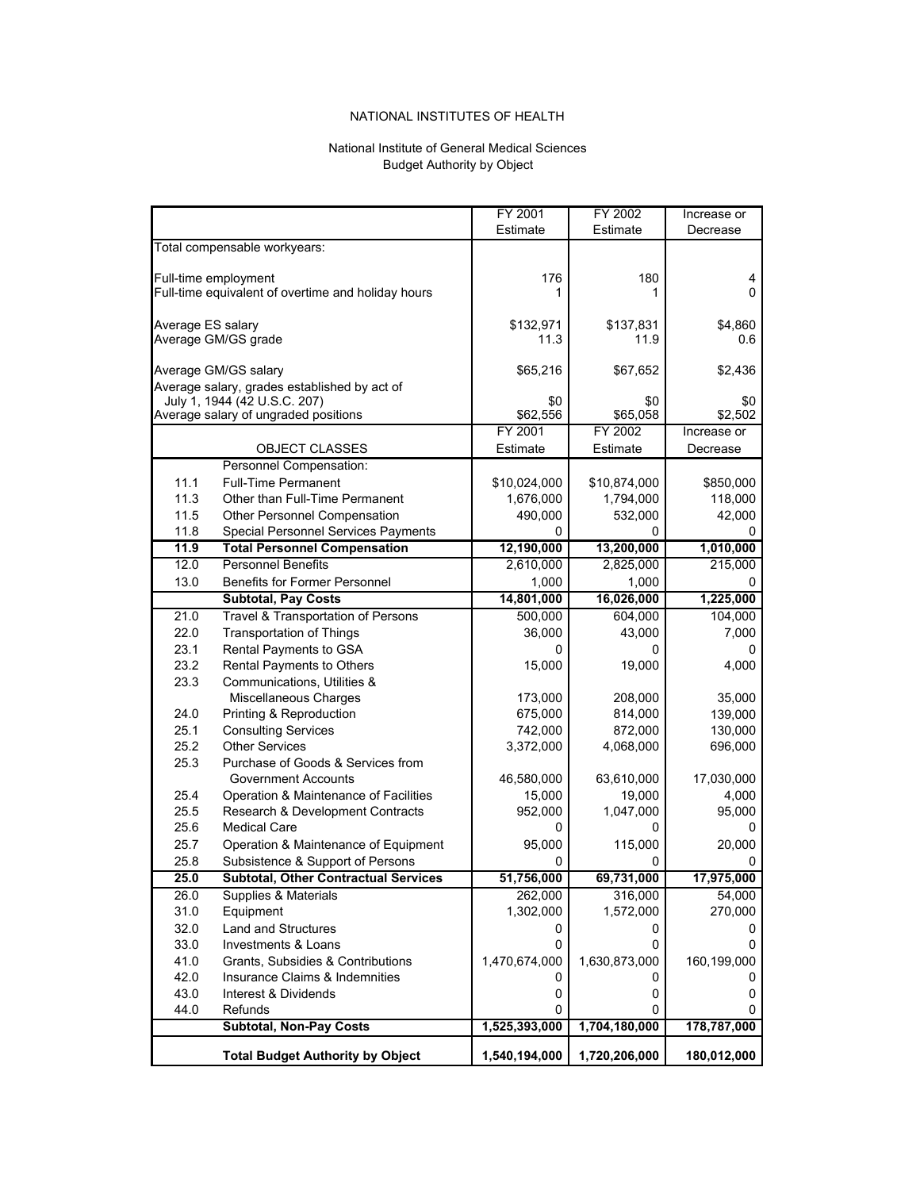NATIONAL INSTITUTES OF HEALTH

National Institute of General Medical Sciences
Budget Authority by Object

| | | FY 2001 Estimate | FY 2002 Estimate | Increase or Decrease |
|---|---|---|---|---|
| Total compensable workyears: | | | | |
| Full-time employment | | 176 | 180 | 4 |
| Full-time equivalent of overtime and holiday hours | | 1 | 1 | 0 |
| Average ES salary | | $132,971 | $137,831 | $4,860 |
| Average GM/GS grade | | 11.3 | 11.9 | 0.6 |
| Average GM/GS salary | | $65,216 | $67,652 | $2,436 |
| Average salary, grades established by act of July 1, 1944 (42 U.S.C. 207) | | $0 | $0 | $0 |
| Average salary of ungraded positions | | $62,556 | $65,058 | $2,502 |
| | **OBJECT CLASSES** | **FY 2001 Estimate** | **FY 2002 Estimate** | **Increase or Decrease** |
| | Personnel Compensation: | | | |
| 11.1 | Full-Time Permanent | $10,024,000 | $10,874,000 | $850,000 |
| 11.3 | Other than Full-Time Permanent | 1,676,000 | 1,794,000 | 118,000 |
| 11.5 | Other Personnel Compensation | 490,000 | 532,000 | 42,000 |
| 11.8 | Special Personnel Services Payments | 0 | 0 | 0 |
| **11.9** | **Total Personnel Compensation** | **12,190,000** | **13,200,000** | **1,010,000** |
| 12.0 | Personnel Benefits | 2,610,000 | 2,825,000 | 215,000 |
| 13.0 | Benefits for Former Personnel | 1,000 | 1,000 | 0 |
| | **Subtotal, Pay Costs** | **14,801,000** | **16,026,000** | **1,225,000** |
| 21.0 | Travel & Transportation of Persons | 500,000 | 604,000 | 104,000 |
| 22.0 | Transportation of Things | 36,000 | 43,000 | 7,000 |
| 23.1 | Rental Payments to GSA | 0 | 0 | 0 |
| 23.2 | Rental Payments to Others | 15,000 | 19,000 | 4,000 |
| 23.3 | Communications, Utilities & Miscellaneous Charges | 173,000 | 208,000 | 35,000 |
| 24.0 | Printing & Reproduction | 675,000 | 814,000 | 139,000 |
| 25.1 | Consulting Services | 742,000 | 872,000 | 130,000 |
| 25.2 | Other Services | 3,372,000 | 4,068,000 | 696,000 |
| 25.3 | Purchase of Goods & Services from Government Accounts | 46,580,000 | 63,610,000 | 17,030,000 |
| 25.4 | Operation & Maintenance of Facilities | 15,000 | 19,000 | 4,000 |
| 25.5 | Research & Development Contracts | 952,000 | 1,047,000 | 95,000 |
| 25.6 | Medical Care | 0 | 0 | 0 |
| 25.7 | Operation & Maintenance of Equipment | 95,000 | 115,000 | 20,000 |
| 25.8 | Subsistence & Support of Persons | 0 | 0 | 0 |
| **25.0** | **Subtotal, Other Contractual Services** | **51,756,000** | **69,731,000** | **17,975,000** |
| 26.0 | Supplies & Materials | 262,000 | 316,000 | 54,000 |
| 31.0 | Equipment | 1,302,000 | 1,572,000 | 270,000 |
| 32.0 | Land and Structures | 0 | 0 | 0 |
| 33.0 | Investments & Loans | 0 | 0 | 0 |
| 41.0 | Grants, Subsidies & Contributions | 1,470,674,000 | 1,630,873,000 | 160,199,000 |
| 42.0 | Insurance Claims & Indemnities | 0 | 0 | 0 |
| 43.0 | Interest & Dividends | 0 | 0 | 0 |
| 44.0 | Refunds | 0 | 0 | 0 |
| | **Subtotal, Non-Pay Costs** | **1,525,393,000** | **1,704,180,000** | **178,787,000** |
| | **Total Budget Authority by Object** | **1,540,194,000** | **1,720,206,000** | **180,012,000** |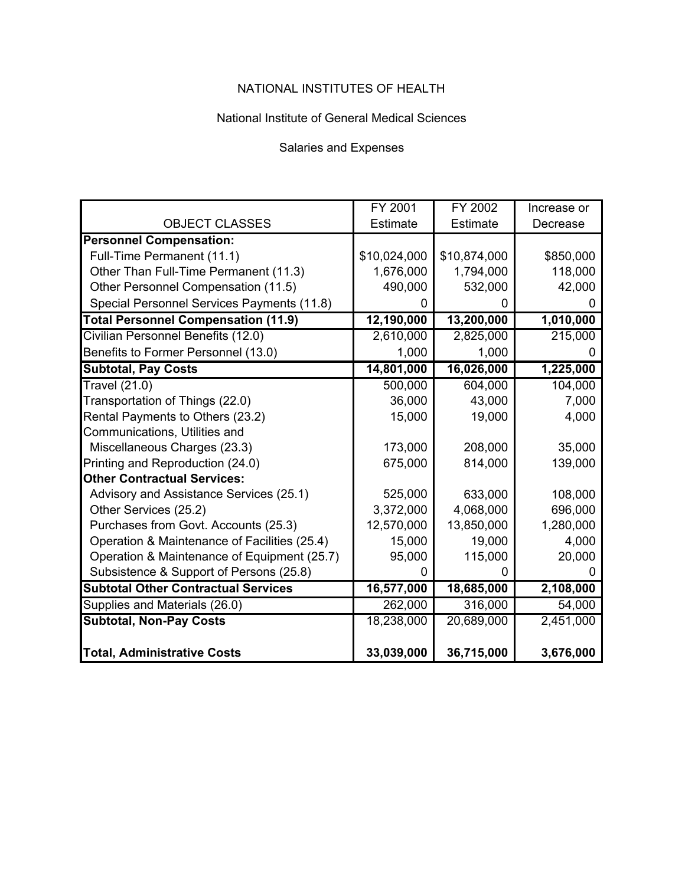NATIONAL INSTITUTES OF HEALTH

National Institute of General Medical Sciences

Salaries and Expenses

| OBJECT CLASSES | FY 2001 Estimate | FY 2002 Estimate | Increase or Decrease |
|---|---|---|---|
| **Personnel Compensation:** | | | |
| Full-Time Permanent (11.1) | $10,024,000 | $10,874,000 | $850,000 |
| Other Than Full-Time Permanent (11.3) | 1,676,000 | 1,794,000 | 118,000 |
| Other Personnel Compensation (11.5) | 490,000 | 532,000 | 42,000 |
| Special Personnel Services Payments (11.8) | 0 | 0 | 0 |
| **Total Personnel Compensation (11.9)** | **12,190,000** | **13,200,000** | **1,010,000** |
| Civilian Personnel Benefits (12.0) | 2,610,000 | 2,825,000 | 215,000 |
| Benefits to Former Personnel (13.0) | 1,000 | 1,000 | 0 |
| **Subtotal, Pay Costs** | **14,801,000** | **16,026,000** | **1,225,000** |
| Travel (21.0) | 500,000 | 604,000 | 104,000 |
| Transportation of Things (22.0) | 36,000 | 43,000 | 7,000 |
| Rental Payments to Others (23.2) | 15,000 | 19,000 | 4,000 |
| Communications, Utilities and Miscellaneous Charges (23.3) | 173,000 | 208,000 | 35,000 |
| Printing and Reproduction (24.0) | 675,000 | 814,000 | 139,000 |
| **Other Contractual Services:** | | | |
| Advisory and Assistance Services (25.1) | 525,000 | 633,000 | 108,000 |
| Other Services (25.2) | 3,372,000 | 4,068,000 | 696,000 |
| Purchases from Govt. Accounts (25.3) | 12,570,000 | 13,850,000 | 1,280,000 |
| Operation & Maintenance of Facilities (25.4) | 15,000 | 19,000 | 4,000 |
| Operation & Maintenance of Equipment (25.7) | 95,000 | 115,000 | 20,000 |
| Subsistence & Support of Persons (25.8) | 0 | 0 | 0 |
| **Subtotal Other Contractual Services** | **16,577,000** | **18,685,000** | **2,108,000** |
| Supplies and Materials (26.0) | 262,000 | 316,000 | 54,000 |
| **Subtotal, Non-Pay Costs** | 18,238,000 | 20,689,000 | 2,451,000 |
| **Total, Administrative Costs** | **33,039,000** | **36,715,000** | **3,676,000** |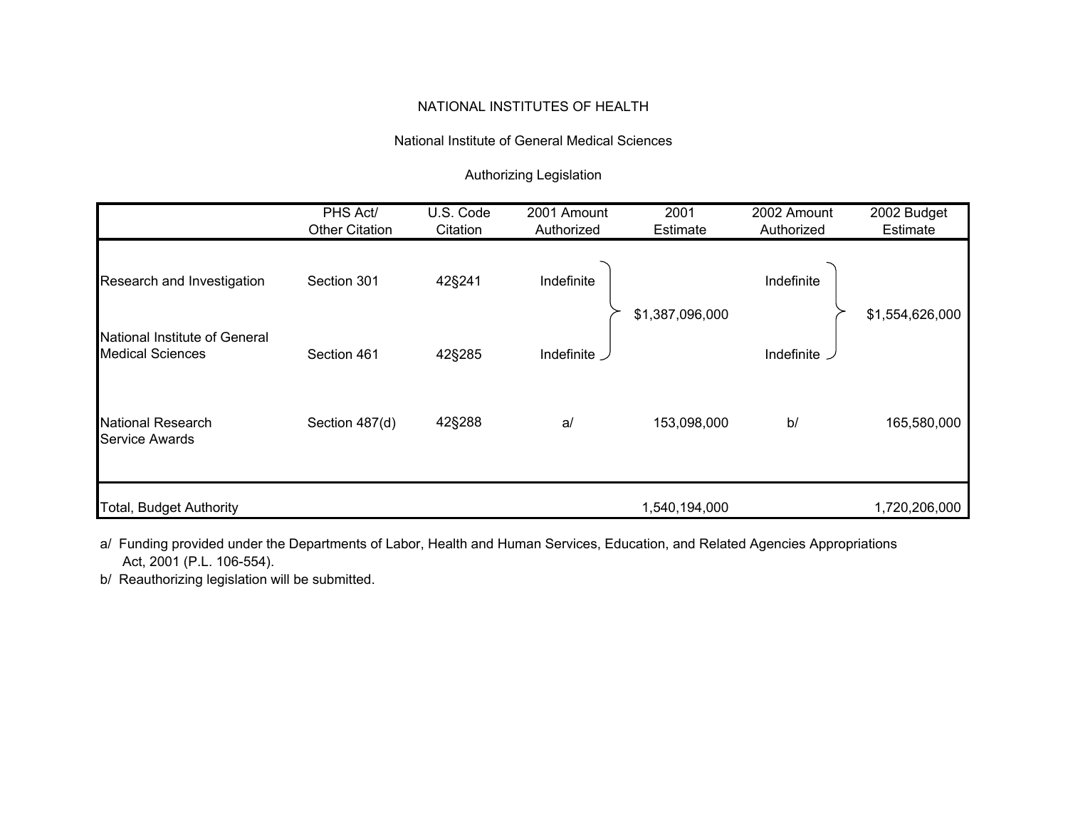NATIONAL INSTITUTES OF HEALTH

National Institute of General Medical Sciences

Authorizing Legislation

| | PHS Act/ Other Citation | U.S. Code Citation | 2001 Amount Authorized | 2001 Estimate | 2002 Amount Authorized | 2002 Budget Estimate |
|---|---|---|---|---|---|---|
| Research and Investigation | Section 301 | 42§241 | Indefinite | $1,387,096,000 | Indefinite | $1,554,626,000 |
| National Institute of General Medical Sciences | Section 461 | 42§285 | Indefinite | | Indefinite | |
| National Research Service Awards | Section 487(d) | 42§288 | a/ | 153,098,000 | b/ | 165,580,000 |
| Total, Budget Authority | | | | 1,540,194,000 | | 1,720,206,000 |

a/ Funding provided under the Departments of Labor, Health and Human Services, Education, and Related Agencies Appropriations Act, 2001 (P.L. 106-554).

b/ Reauthorizing legislation will be submitted.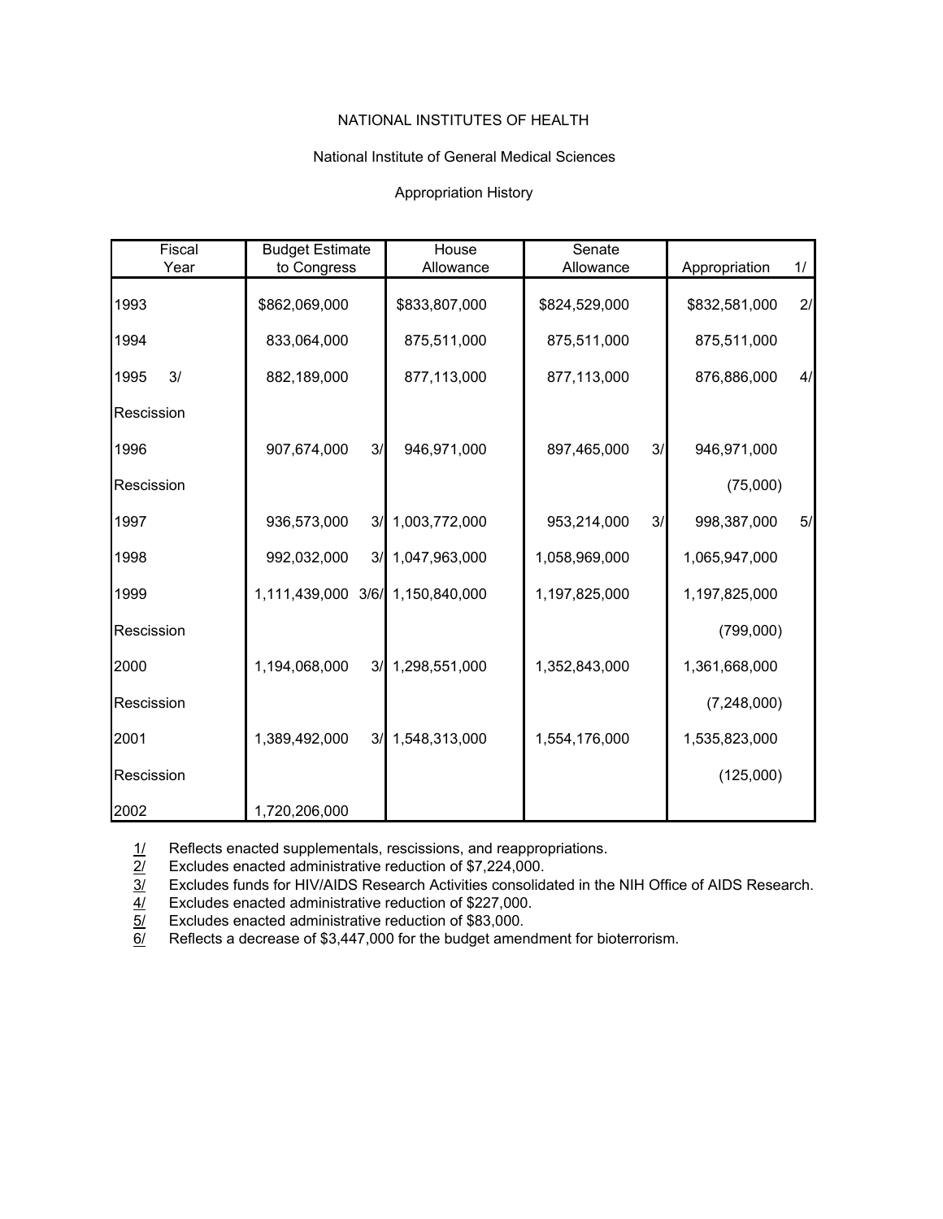NATIONAL INSTITUTES OF HEALTH

National Institute of General Medical Sciences

Appropriation History

| Fiscal Year | Budget Estimate to Congress | House Allowance | Senate Allowance | Appropriation 1/ |
|---|---|---|---|---|
| 1993 | $862,069,000 | $833,807,000 | $824,529,000 | $832,581,000 2/ |
| 1994 | 833,064,000 | 875,511,000 | 875,511,000 | 875,511,000 |
| 1995 3/ | 882,189,000 | 877,113,000 | 877,113,000 | 876,886,000 4/ |
| Rescission | | | | |
| 1996 | 907,674,000 3/ | 946,971,000 | 897,465,000 3/ | 946,971,000 |
| Rescission | | | | (75,000) |
| 1997 | 936,573,000 3/ | 1,003,772,000 | 953,214,000 3/ | 998,387,000 5/ |
| 1998 | 992,032,000 3/ | 1,047,963,000 | 1,058,969,000 | 1,065,947,000 |
| 1999 | 1,111,439,000 3/6/ | 1,150,840,000 | 1,197,825,000 | 1,197,825,000 |
| Rescission | | | | (799,000) |
| 2000 | 1,194,068,000 3/ | 1,298,551,000 | 1,352,843,000 | 1,361,668,000 |
| Rescission | | | | (7,248,000) |
| 2001 | 1,389,492,000 3/ | 1,548,313,000 | 1,554,176,000 | 1,535,823,000 |
| Rescission | | | | (125,000) |
| 2002 | 1,720,206,000 | | | |

1/ Reflects enacted supplementals, rescissions, and reappropriations.
2/ Excludes enacted administrative reduction of $7,224,000.
3/ Excludes funds for HIV/AIDS Research Activities consolidated in the NIH Office of AIDS Research.
4/ Excludes enacted administrative reduction of $227,000.
5/ Excludes enacted administrative reduction of $83,000.
6/ Reflects a decrease of $3,447,000 for the budget amendment for bioterrorism.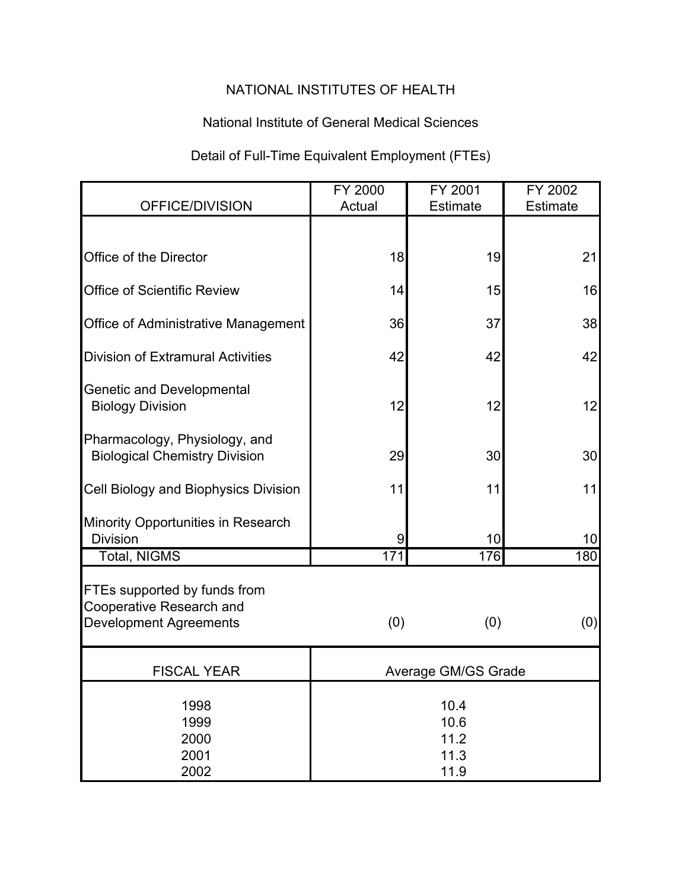# NATIONAL INSTITUTES OF HEALTH

## National Institute of General Medical Sciences

### Detail of Full-Time Equivalent Employment (FTEs)

| OFFICE/DIVISION | FY 2000 Actual | FY 2001 Estimate | FY 2002 Estimate |
|---|---|---|---|
| Office of the Director | 18 | 19 | 21 |
| Office of Scientific Review | 14 | 15 | 16 |
| Office of Administrative Management | 36 | 37 | 38 |
| Division of Extramural Activities | 42 | 42 | 42 |
| Genetic and Developmental Biology Division | 12 | 12 | 12 |
| Pharmacology, Physiology, and Biological Chemistry Division | 29 | 30 | 30 |
| Cell Biology and Biophysics Division | 11 | 11 | 11 |
| Minority Opportunities in Research Division | 9 | 10 | 10 |
| Total, NIGMS | 171 | 176 | 180 |
| FTEs supported by funds from Cooperative Research and Development Agreements | (0) | (0) | (0) |

| FISCAL YEAR | Average GM/GS Grade |
|---|---|
| 1998 | 10.4 |
| 1999 | 10.6 |
| 2000 | 11.2 |
| 2001 | 11.3 |
| 2002 | 11.9 |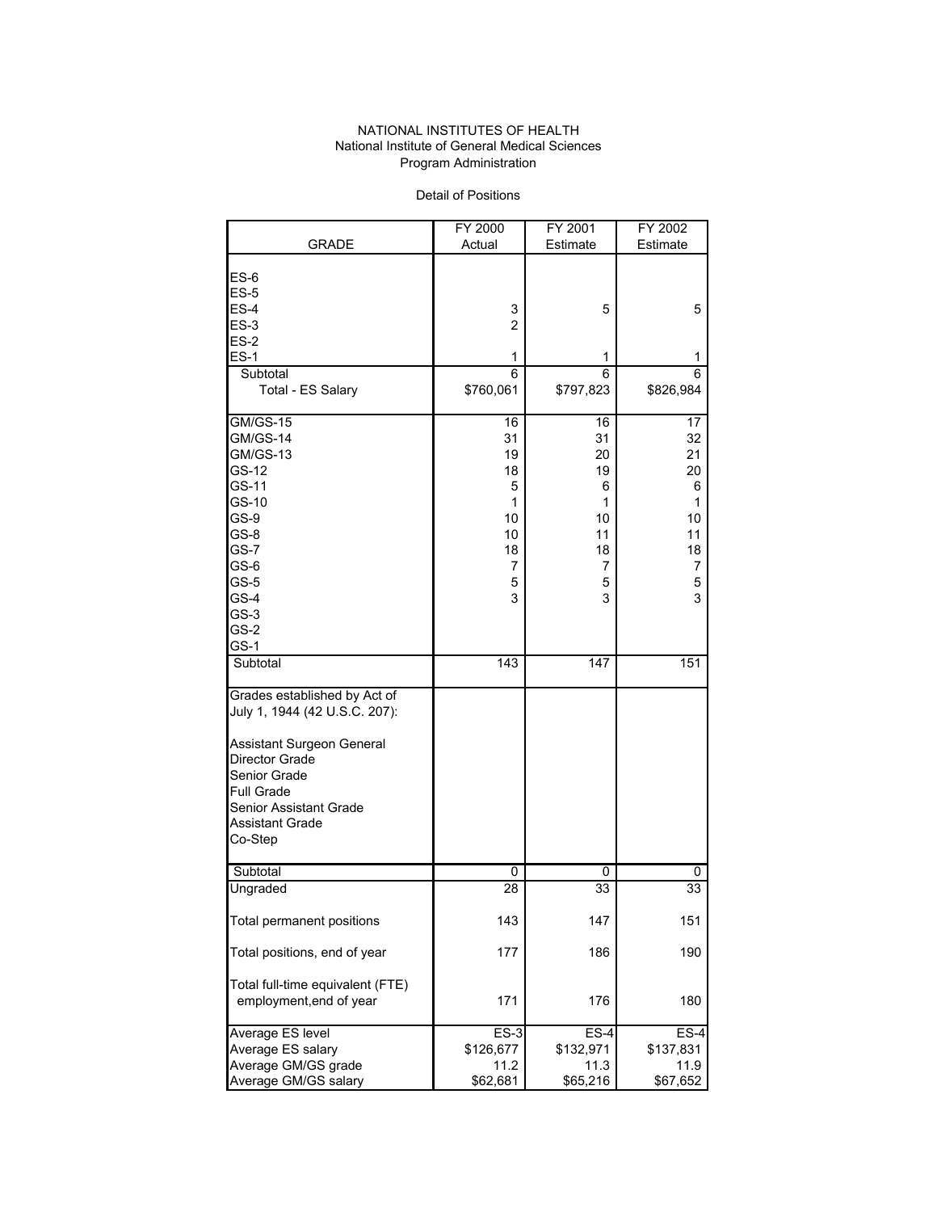NATIONAL INSTITUTES OF HEALTH
National Institute of General Medical Sciences
Program Administration

Detail of Positions

| GRADE | FY 2000 Actual | FY 2001 Estimate | FY 2002 Estimate |
|---|---|---|---|
| ES-6 | | | |
| ES-5 | | | |
| ES-4 | 3 | 5 | 5 |
| ES-3 | 2 | | |
| ES-2 | | | |
| ES-1 | 1 | 1 | 1 |
| Subtotal | 6 | 6 | 6 |
| Total - ES Salary | $760,061 | $797,823 | $826,984 |
| GM/GS-15 | 16 | 16 | 17 |
| GM/GS-14 | 31 | 31 | 32 |
| GM/GS-13 | 19 | 20 | 21 |
| GS-12 | 18 | 19 | 20 |
| GS-11 | 5 | 6 | 6 |
| GS-10 | 1 | 1 | 1 |
| GS-9 | 10 | 10 | 10 |
| GS-8 | 10 | 11 | 11 |
| GS-7 | 18 | 18 | 18 |
| GS-6 | 7 | 7 | 7 |
| GS-5 | 5 | 5 | 5 |
| GS-4 | 3 | 3 | 3 |
| GS-3 | | | |
| GS-2 | | | |
| GS-1 | | | |
| Subtotal | 143 | 147 | 151 |
| Grades established by Act of July 1, 1944 (42 U.S.C. 207): | | | |
| Assistant Surgeon General | | | |
| Director Grade | | | |
| Senior Grade | | | |
| Full Grade | | | |
| Senior Assistant Grade | | | |
| Assistant Grade | | | |
| Co-Step | | | |
| Subtotal | 0 | 0 | 0 |
| Ungraded | 28 | 33 | 33 |
| Total permanent positions | 143 | 147 | 151 |
| Total positions, end of year | 177 | 186 | 190 |
| Total full-time equivalent (FTE) employment,end of year | 171 | 176 | 180 |
| Average ES level | ES-3 | ES-4 | ES-4 |
| Average ES salary | $126,677 | $132,971 | $137,831 |
| Average GM/GS grade | 11.2 | 11.3 | 11.9 |
| Average GM/GS salary | $62,681 | $65,216 | $67,652 |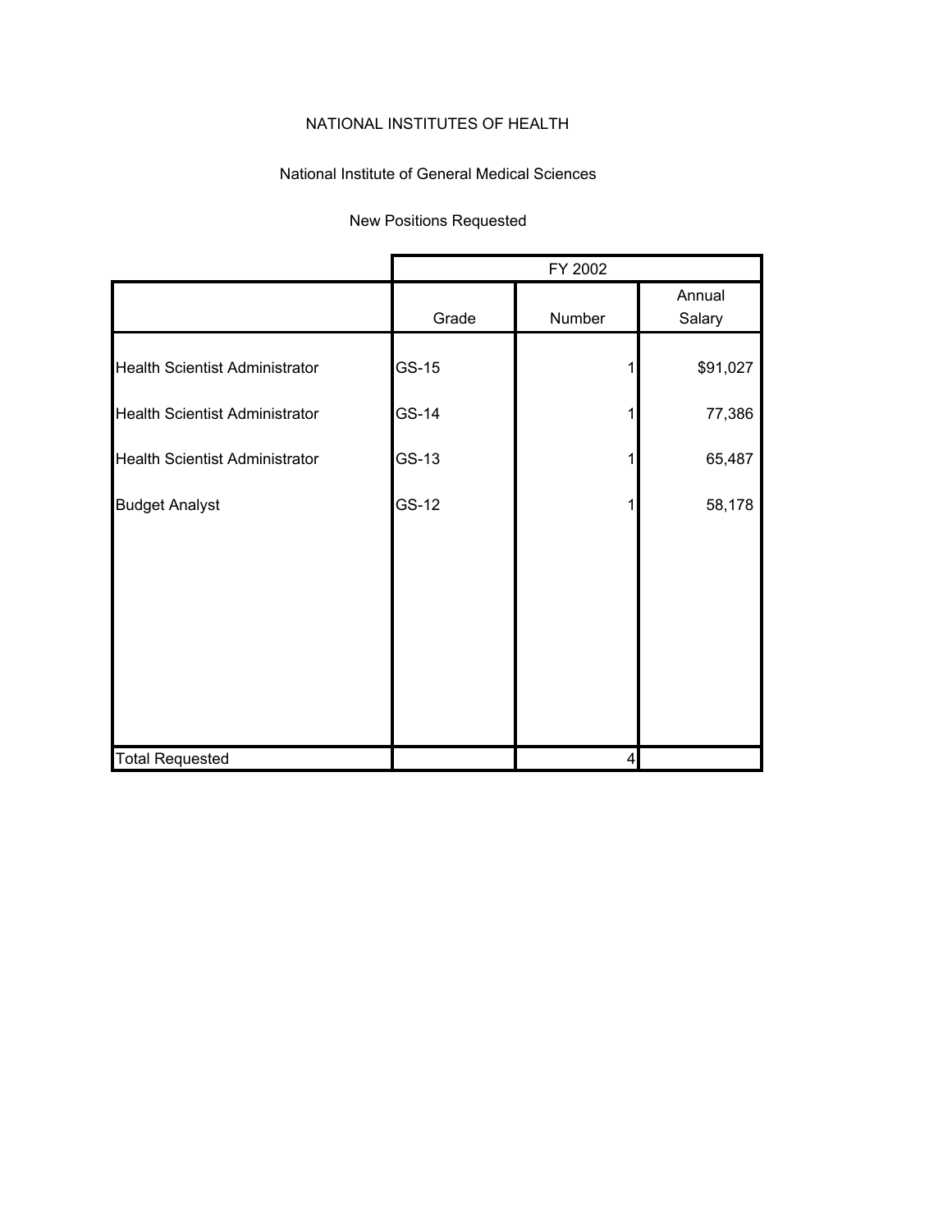NATIONAL INSTITUTES OF HEALTH

National Institute of General Medical Sciences

New Positions Requested

| | FY 2002 | | |
|---|---|---|---|
| | Grade | Number | Annual Salary |
| Health Scientist Administrator | GS-15 | 1 | $91,027 |
| Health Scientist Administrator | GS-14 | 1 | 77,386 |
| Health Scientist Administrator | GS-13 | 1 | 65,487 |
| Budget Analyst | GS-12 | 1 | 58,178 |
| Total Requested | | 4 | |